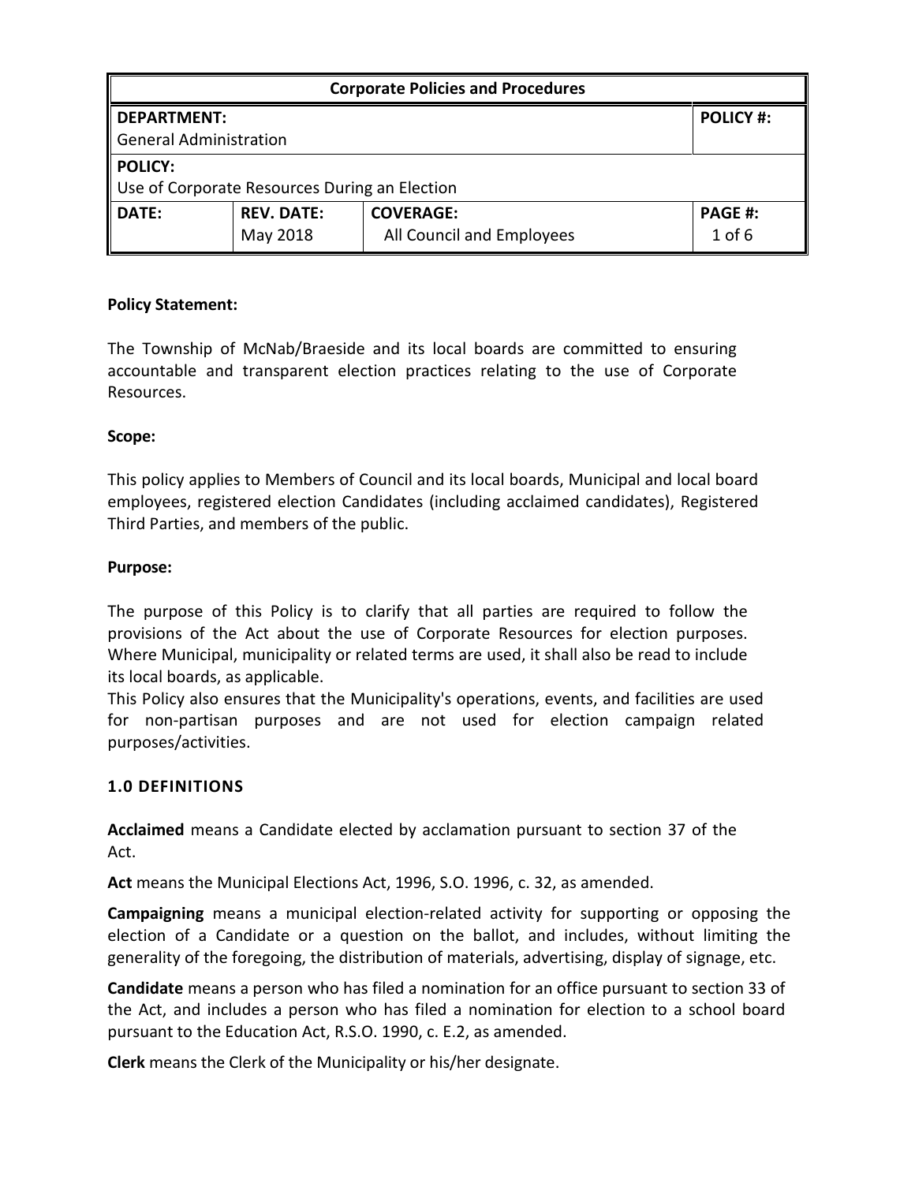| Corporate Policies and Procedures | | | |
|---|---|---|---|
| **DEPARTMENT:**<br>General Administration | | | **POLICY #:** |
| **POLICY:**<br>Use of Corporate Resources During an Election | | | |
| **DATE:** | **REV. DATE:**<br>May 2018 | **COVERAGE:**<br>All Council and Employees | **PAGE #:**<br>1 of 6 |

**Policy Statement:**

The Township of McNab/Braeside and its local boards are committed to ensuring accountable and transparent election practices relating to the use of Corporate Resources.

**Scope:**

This policy applies to Members of Council and its local boards, Municipal and local board employees, registered election Candidates (including acclaimed candidates), Registered Third Parties, and members of the public.

**Purpose:**

The purpose of this Policy is to clarify that all parties are required to follow the provisions of the Act about the use of Corporate Resources for election purposes. Where Municipal, municipality or related terms are used, it shall also be read to include its local boards, as applicable.

This Policy also ensures that the Municipality's operations, events, and facilities are used for non-partisan purposes and are not used for election campaign related purposes/activities.

## 1.0 DEFINITIONS

**Acclaimed** means a Candidate elected by acclamation pursuant to section 37 of the Act.

**Act** means the Municipal Elections Act, 1996, S.O. 1996, c. 32, as amended.

**Campaigning** means a municipal election-related activity for supporting or opposing the election of a Candidate or a question on the ballot, and includes, without limiting the generality of the foregoing, the distribution of materials, advertising, display of signage, etc.

**Candidate** means a person who has filed a nomination for an office pursuant to section 33 of the Act, and includes a person who has filed a nomination for election to a school board pursuant to the Education Act, R.S.O. 1990, c. E.2, as amended.

**Clerk** means the Clerk of the Municipality or his/her designate.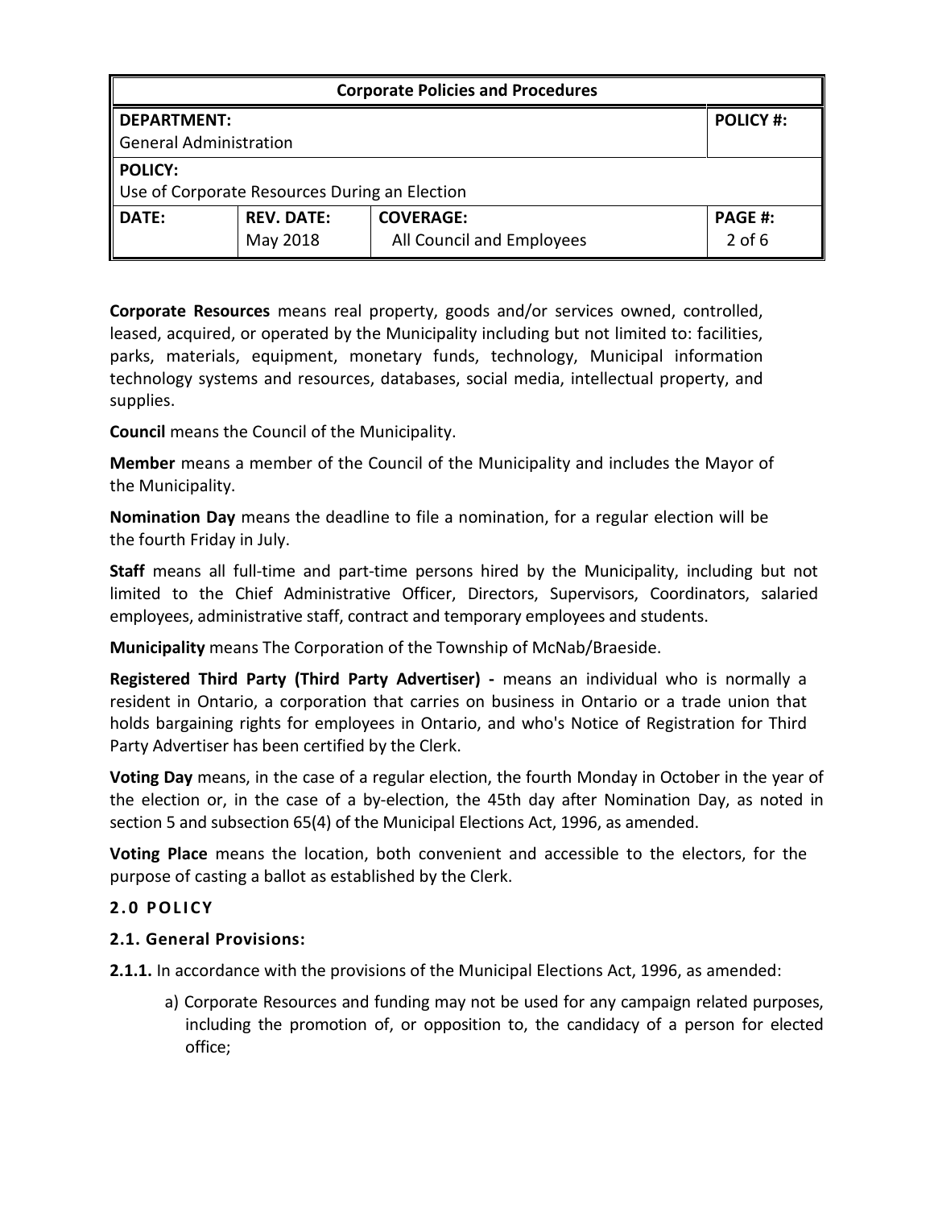**Corporate Resources** means real property, goods and/or services owned, controlled, leased, acquired, or operated by the Municipality including but not limited to: facilities, parks, materials, equipment, monetary funds, technology, Municipal information technology systems and resources, databases, social media, intellectual property, and supplies.

**Council** means the Council of the Municipality.

**Member** means a member of the Council of the Municipality and includes the Mayor of the Municipality.

**Nomination Day** means the deadline to file a nomination, for a regular election will be the fourth Friday in July.

**Staff** means all full-time and part-time persons hired by the Municipality, including but not limited to the Chief Administrative Officer, Directors, Supervisors, Coordinators, salaried employees, administrative staff, contract and temporary employees and students.

**Municipality** means The Corporation of the Township of McNab/Braeside.

**Registered Third Party (Third Party Advertiser) -** means an individual who is normally a resident in Ontario, a corporation that carries on business in Ontario or a trade union that holds bargaining rights for employees in Ontario, and who's Notice of Registration for Third Party Advertiser has been certified by the Clerk.

**Voting Day** means, in the case of a regular election, the fourth Monday in October in the year of the election or, in the case of a by-election, the 45th day after Nomination Day, as noted in section 5 and subsection 65(4) of the Municipal Elections Act, 1996, as amended.

**Voting Place** means the location, both convenient and accessible to the electors, for the purpose of casting a ballot as established by the Clerk.

## 2.0 POLICY

### 2.1. General Provisions:

**2.1.1.** In accordance with the provisions of the Municipal Elections Act, 1996, as amended:

a) Corporate Resources and funding may not be used for any campaign related purposes, including the promotion of, or opposition to, the candidacy of a person for elected office;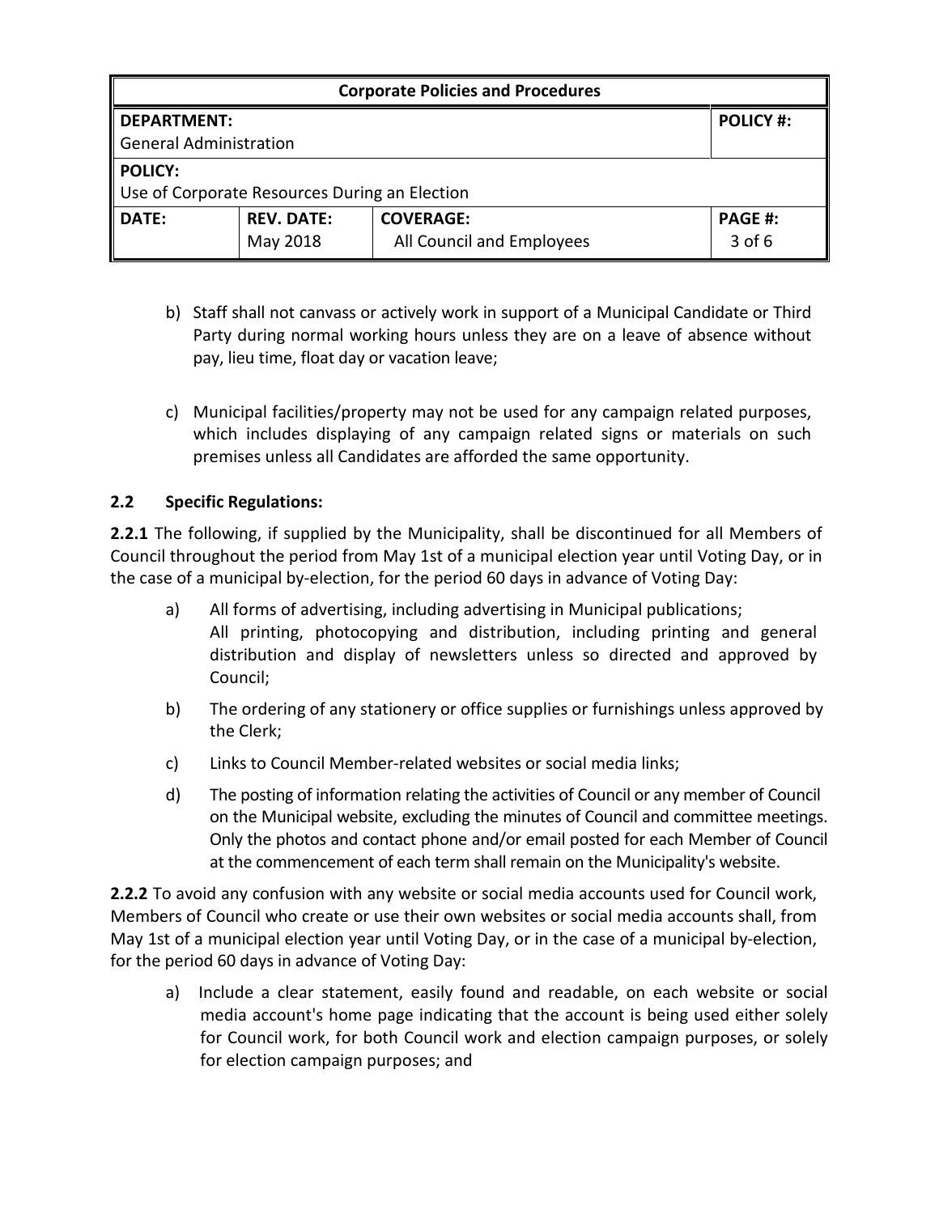b) Staff shall not canvass or actively work in support of a Municipal Candidate or Third Party during normal working hours unless they are on a leave of absence without pay, lieu time, float day or vacation leave;

c) Municipal facilities/property may not be used for any campaign related purposes, which includes displaying of any campaign related signs or materials on such premises unless all Candidates are afforded the same opportunity.

### 2.2 Specific Regulations:

**2.2.1** The following, if supplied by the Municipality, shall be discontinued for all Members of Council throughout the period from May 1st of a municipal election year until Voting Day, or in the case of a municipal by-election, for the period 60 days in advance of Voting Day:

a) All forms of advertising, including advertising in Municipal publications;
All printing, photocopying and distribution, including printing and general distribution and display of newsletters unless so directed and approved by Council;

b) The ordering of any stationery or office supplies or furnishings unless approved by the Clerk;

c) Links to Council Member-related websites or social media links;

d) The posting of information relating the activities of Council or any member of Council on the Municipal website, excluding the minutes of Council and committee meetings. Only the photos and contact phone and/or email posted for each Member of Council at the commencement of each term shall remain on the Municipality's website.

**2.2.2** To avoid any confusion with any website or social media accounts used for Council work, Members of Council who create or use their own websites or social media accounts shall, from May 1st of a municipal election year until Voting Day, or in the case of a municipal by-election, for the period 60 days in advance of Voting Day:

a) Include a clear statement, easily found and readable, on each website or social media account's home page indicating that the account is being used either solely for Council work, for both Council work and election campaign purposes, or solely for election campaign purposes; and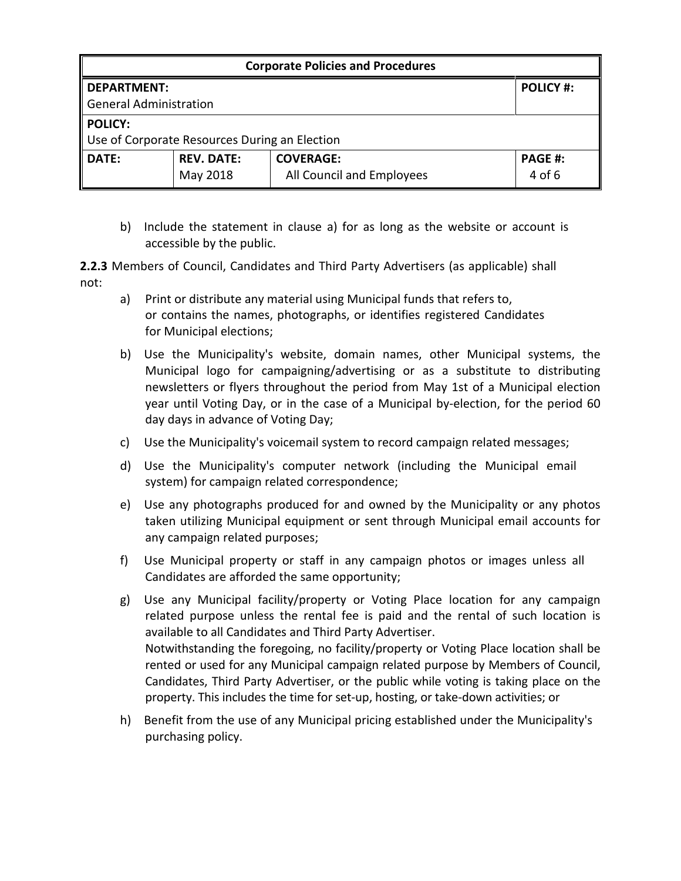b) Include the statement in clause a) for as long as the website or account is accessible by the public.

**2.2.3** Members of Council, Candidates and Third Party Advertisers (as applicable) shall not:

a) Print or distribute any material using Municipal funds that refers to, or contains the names, photographs, or identifies registered Candidates for Municipal elections;

b) Use the Municipality's website, domain names, other Municipal systems, the Municipal logo for campaigning/advertising or as a substitute to distributing newsletters or flyers throughout the period from May 1st of a Municipal election year until Voting Day, or in the case of a Municipal by-election, for the period 60 day days in advance of Voting Day;

c) Use the Municipality's voicemail system to record campaign related messages;

d) Use the Municipality's computer network (including the Municipal email system) for campaign related correspondence;

e) Use any photographs produced for and owned by the Municipality or any photos taken utilizing Municipal equipment or sent through Municipal email accounts for any campaign related purposes;

f) Use Municipal property or staff in any campaign photos or images unless all Candidates are afforded the same opportunity;

g) Use any Municipal facility/property or Voting Place location for any campaign related purpose unless the rental fee is paid and the rental of such location is available to all Candidates and Third Party Advertiser.
Notwithstanding the foregoing, no facility/property or Voting Place location shall be rented or used for any Municipal campaign related purpose by Members of Council, Candidates, Third Party Advertiser, or the public while voting is taking place on the property. This includes the time for set-up, hosting, or take-down activities; or

h) Benefit from the use of any Municipal pricing established under the Municipality's purchasing policy.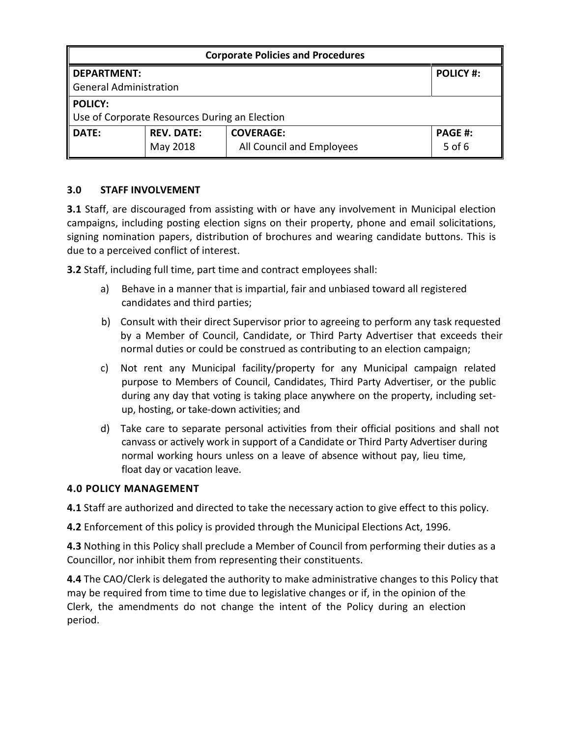### 3.0 STAFF INVOLVEMENT

**3.1** Staff, are discouraged from assisting with or have any involvement in Municipal election campaigns, including posting election signs on their property, phone and email solicitations, signing nomination papers, distribution of brochures and wearing candidate buttons. This is due to a perceived conflict of interest.

**3.2** Staff, including full time, part time and contract employees shall:

a) Behave in a manner that is impartial, fair and unbiased toward all registered candidates and third parties;

b) Consult with their direct Supervisor prior to agreeing to perform any task requested by a Member of Council, Candidate, or Third Party Advertiser that exceeds their normal duties or could be construed as contributing to an election campaign;

c) Not rent any Municipal facility/property for any Municipal campaign related purpose to Members of Council, Candidates, Third Party Advertiser, or the public during any day that voting is taking place anywhere on the property, including set-up, hosting, or take-down activities; and

d) Take care to separate personal activities from their official positions and shall not canvass or actively work in support of a Candidate or Third Party Advertiser during normal working hours unless on a leave of absence without pay, lieu time, float day or vacation leave.

### 4.0 POLICY MANAGEMENT

**4.1** Staff are authorized and directed to take the necessary action to give effect to this policy.

**4.2** Enforcement of this policy is provided through the Municipal Elections Act, 1996.

**4.3** Nothing in this Policy shall preclude a Member of Council from performing their duties as a Councillor, nor inhibit them from representing their constituents.

**4.4** The CAO/Clerk is delegated the authority to make administrative changes to this Policy that may be required from time to time due to legislative changes or if, in the opinion of the Clerk, the amendments do not change the intent of the Policy during an election period.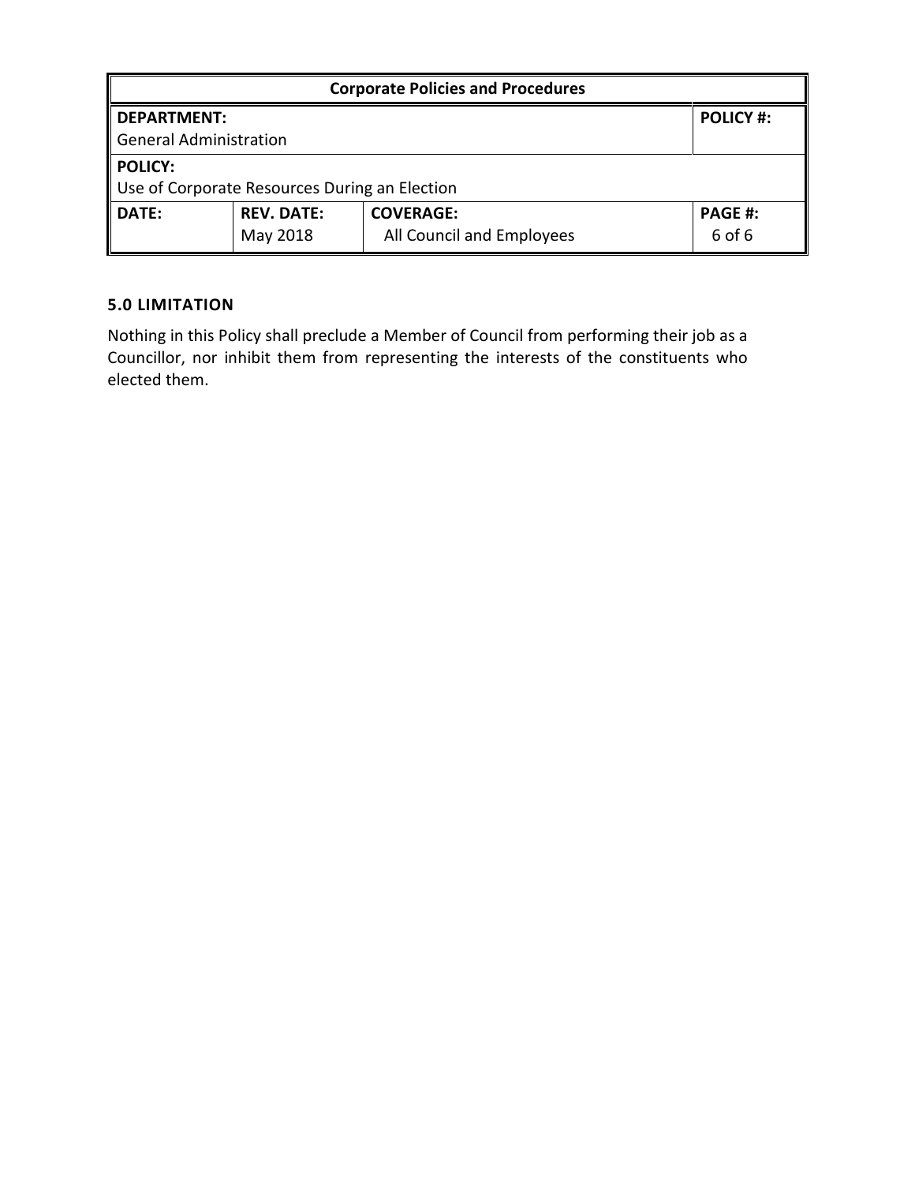### 5.0 LIMITATION

Nothing in this Policy shall preclude a Member of Council from performing their job as a Councillor, nor inhibit them from representing the interests of the constituents who elected them.